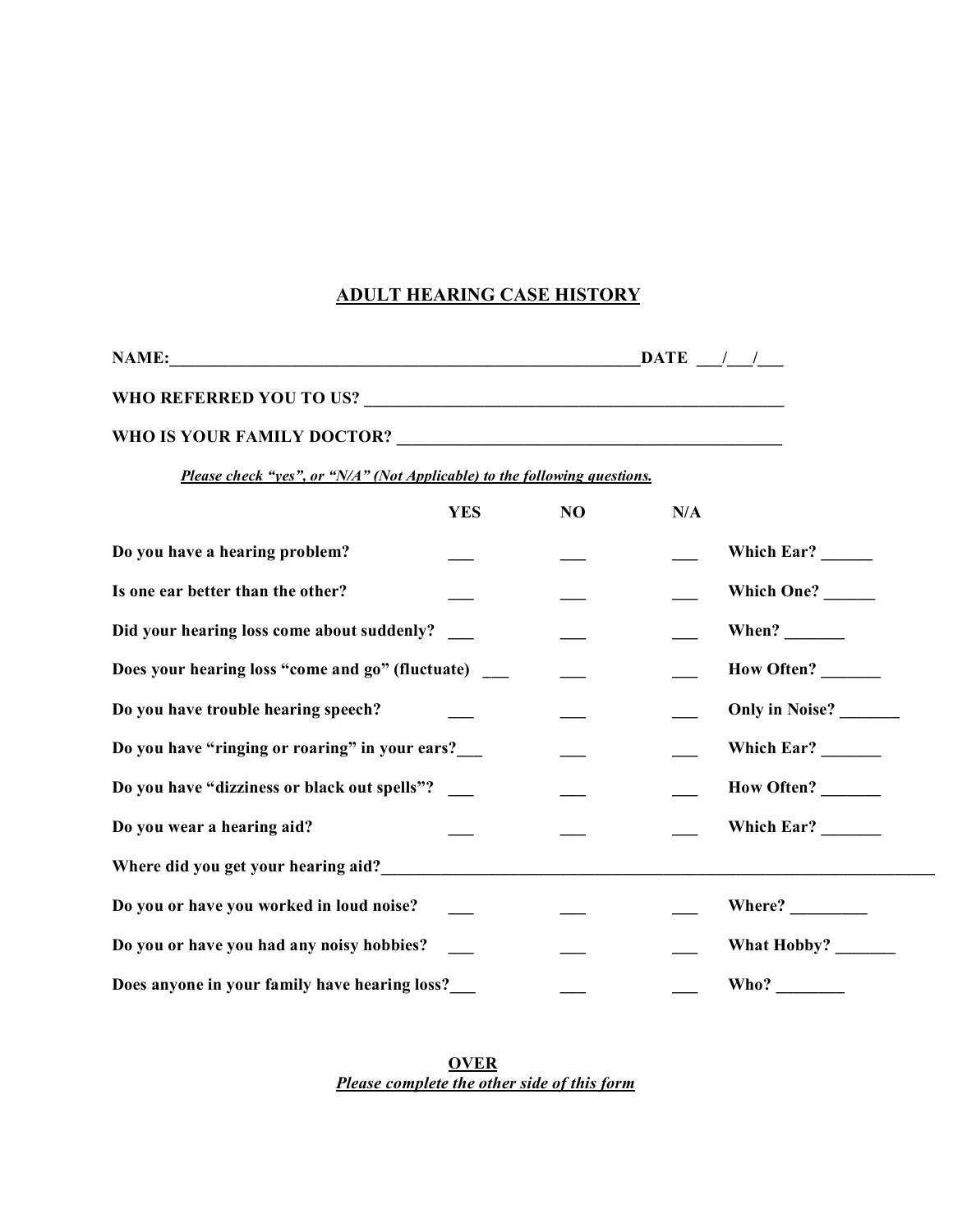# ADULT HEARING CASE HISTORY

**NAME:**_______________________________________________________**DATE** ___/___/___

**WHO REFERRED YOU TO US?** _______________________________________________

**WHO IS YOUR FAMILY DOCTOR?** ____________________________________________

***Please check "yes", or "N/A" (Not Applicable) to the following questions.***

| | YES | NO | N/A | |
|---|---|---|---|---|
| **Do you have a hearing problem?** | ___ | ___ | ___ | **Which Ear?** ______ |
| **Is one ear better than the other?** | ___ | ___ | ___ | **Which One?** ______ |
| **Did your hearing loss come about suddenly?** | ___ | ___ | ___ | **When?** _______ |
| **Does your hearing loss "come and go" (fluctuate)** | ___ | ___ | ___ | **How Often?** _______ |
| **Do you have trouble hearing speech?** | ___ | ___ | ___ | **Only in Noise?** _______ |
| **Do you have "ringing or roaring" in your ears?** | ___ | ___ | ___ | **Which Ear?** _______ |
| **Do you have "dizziness or black out spells"?** | ___ | ___ | ___ | **How Often?** _______ |
| **Do you wear a hearing aid?** | ___ | ___ | ___ | **Which Ear?** _______ |

**Where did you get your hearing aid?**_________________________________________________________

| | YES | NO | N/A | |
|---|---|---|---|---|
| **Do you or have you worked in loud noise?** | ___ | ___ | ___ | **Where?** _________ |
| **Do you or have you had any noisy hobbies?** | ___ | ___ | ___ | **What Hobby?** _______ |
| **Does anyone in your family have hearing loss?** | ___ | ___ | ___ | **Who?** ________ |

**OVER**

***Please complete the other side of this form***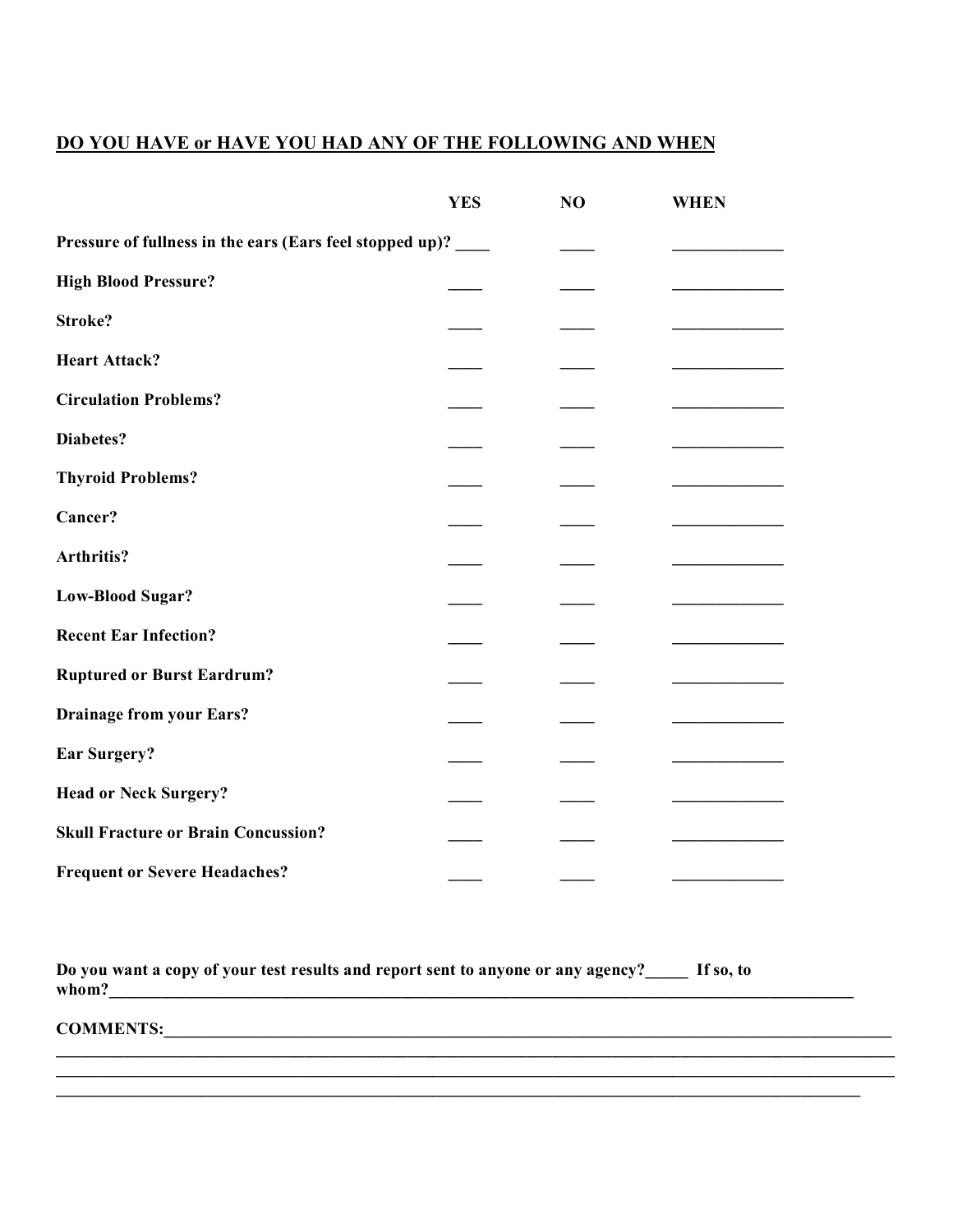**DO YOU HAVE or HAVE YOU HAD ANY OF THE FOLLOWING AND WHEN**

| | YES | NO | WHEN |
|---|---|---|---|
| **Pressure of fullness in the ears (Ears feel stopped up)?** | ____ | ____ | _____________ |
| **High Blood Pressure?** | ____ | ____ | _____________ |
| **Stroke?** | ____ | ____ | _____________ |
| **Heart Attack?** | ____ | ____ | _____________ |
| **Circulation Problems?** | ____ | ____ | _____________ |
| **Diabetes?** | ____ | ____ | _____________ |
| **Thyroid Problems?** | ____ | ____ | _____________ |
| **Cancer?** | ____ | ____ | _____________ |
| **Arthritis?** | ____ | ____ | _____________ |
| **Low-Blood Sugar?** | ____ | ____ | _____________ |
| **Recent Ear Infection?** | ____ | ____ | _____________ |
| **Ruptured or Burst Eardrum?** | ____ | ____ | _____________ |
| **Drainage from your Ears?** | ____ | ____ | _____________ |
| **Ear Surgery?** | ____ | ____ | _____________ |
| **Head or Neck Surgery?** | ____ | ____ | _____________ |
| **Skull Fracture or Brain Concussion?** | ____ | ____ | _____________ |
| **Frequent or Severe Headaches?** | ____ | ____ | _____________ |

**Do you want a copy of your test results and report sent to anyone or any agency?_____ If so, to whom?______________________________________________________________________________**

**COMMENTS:_________________________________________________________________________**

_____________________________________________________________________________________

_____________________________________________________________________________________

_____________________________________________________________________________________